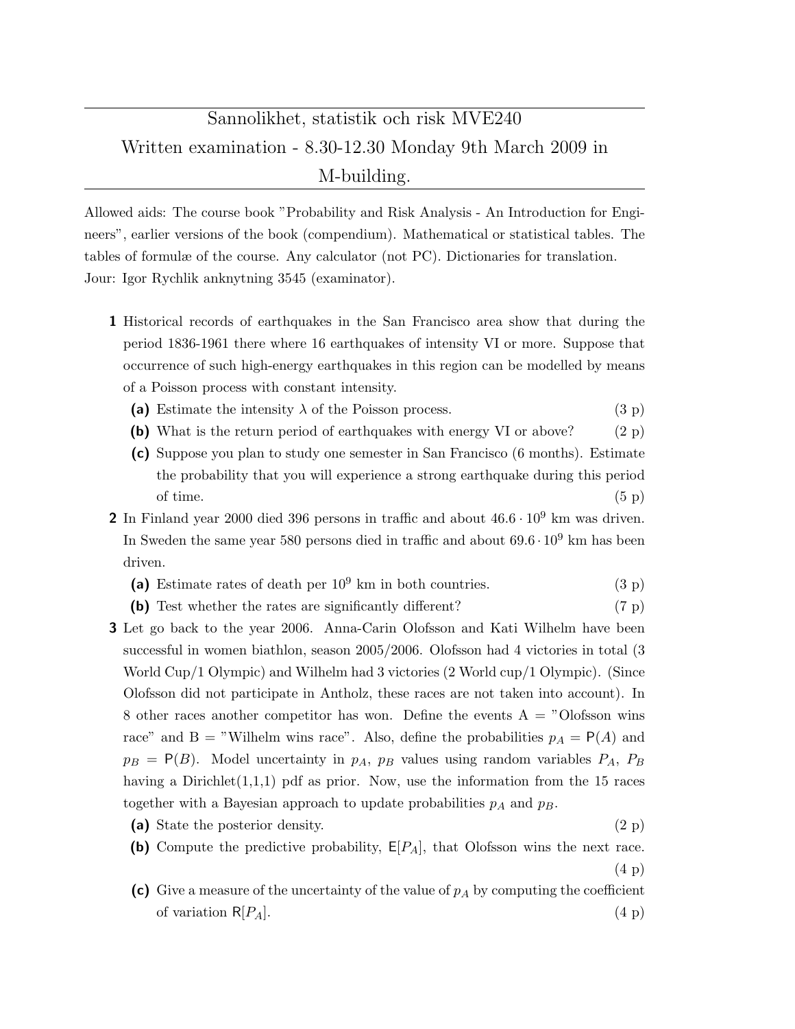# Sannolikhet, statistik och risk MVE240

## Written examination - 8.30-12.30 Monday 9th March 2009 in M-building.

Allowed aids: The course book "Probability and Risk Analysis - An Introduction for Engineers", earlier versions of the book (compendium). Mathematical or statistical tables. The tables of formulæ of the course. Any calculator (not PC). Dictionaries for translation.
Jour: Igor Rychlik anknytning 3545 (examinator).

**1** Historical records of earthquakes in the San Francisco area show that during the period 1836-1961 there where 16 earthquakes of intensity VI or more. Suppose that occurrence of such high-energy earthquakes in this region can be modelled by means of a Poisson process with constant intensity.

- **(a)** Estimate the intensity $\lambda$ of the Poisson process. (3 p)
- **(b)** What is the return period of earthquakes with energy VI or above? (2 p)
- **(c)** Suppose you plan to study one semester in San Francisco (6 months). Estimate the probability that you will experience a strong earthquake during this period of time. (5 p)

**2** In Finland year 2000 died 396 persons in traffic and about $46.6 \cdot 10^9$ km was driven. In Sweden the same year 580 persons died in traffic and about $69.6 \cdot 10^9$ km has been driven.

- **(a)** Estimate rates of death per $10^9$ km in both countries. (3 p)
- **(b)** Test whether the rates are significantly different? (7 p)

**3** Let go back to the year 2006. Anna-Carin Olofsson and Kati Wilhelm have been successful in women biathlon, season 2005/2006. Olofsson had 4 victories in total (3 World Cup/1 Olympic) and Wilhelm had 3 victories (2 World cup/1 Olympic). (Since Olofsson did not participate in Antholz, these races are not taken into account). In 8 other races another competitor has won. Define the events A = "Olofsson wins race" and B = "Wilhelm wins race". Also, define the probabilities $p_A = \mathsf{P}(A)$ and $p_B = \mathsf{P}(B)$. Model uncertainty in $p_A$, $p_B$ values using random variables $P_A$, $P_B$ having a Dirichlet(1,1,1) pdf as prior. Now, use the information from the 15 races together with a Bayesian approach to update probabilities $p_A$ and $p_B$.

- **(a)** State the posterior density. (2 p)
- **(b)** Compute the predictive probability, $\mathsf{E}[P_A]$, that Olofsson wins the next race. (4 p)
- **(c)** Give a measure of the uncertainty of the value of $p_A$ by computing the coefficient of variation $\mathsf{R}[P_A]$. (4 p)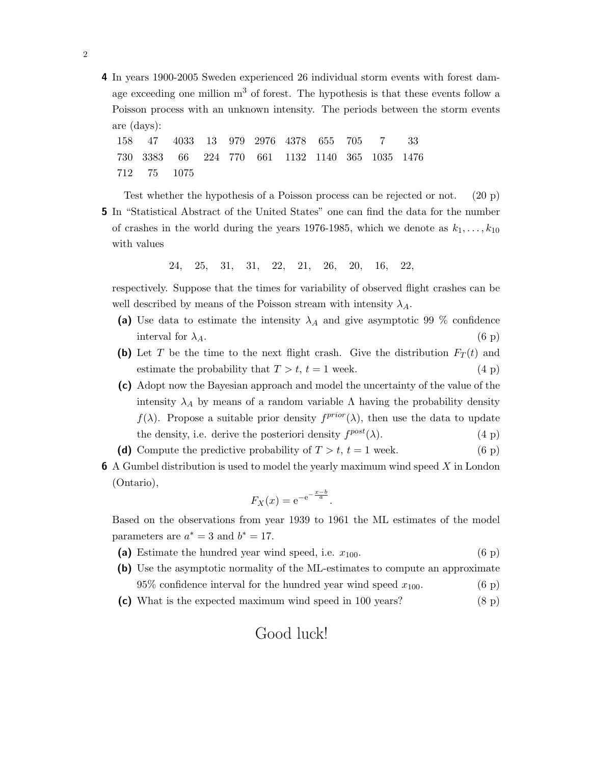**4** In years 1900-2005 Sweden experienced 26 individual storm events with forest damage exceeding one million $m^3$ of forest. The hypothesis is that these events follow a Poisson process with an unknown intensity. The periods between the storm events are (days):

| | | | | | | | | | | |
|---|---|---|---|---|---|---|---|---|---|---|
| 158 | 47 | 4033 | 13 | 979 | 2976 | 4378 | 655 | 705 | 7 | 33 |
| 730 | 3383 | 66 | 224 | 770 | 661 | 1132 | 1140 | 365 | 1035 | 1476 |
| 712 | 75 | 1075 | | | | | | | | |

Test whether the hypothesis of a Poisson process can be rejected or not. (20 p)

**5** In "Statistical Abstract of the United States" one can find the data for the number of crashes in the world during the years 1976-1985, which we denote as $k_1, \ldots, k_{10}$ with values

$$24, \quad 25, \quad 31, \quad 31, \quad 22, \quad 21, \quad 26, \quad 20, \quad 16, \quad 22,$$

respectively. Suppose that the times for variability of observed flight crashes can be well described by means of the Poisson stream with intensity $\lambda_A$.

**(a)** Use data to estimate the intensity $\lambda_A$ and give asymptotic 99 % confidence interval for $\lambda_A$. (6 p)

**(b)** Let $T$ be the time to the next flight crash. Give the distribution $F_T(t)$ and estimate the probability that $T > t$, $t = 1$ week. (4 p)

**(c)** Adopt now the Bayesian approach and model the uncertainty of the value of the intensity $\lambda_A$ by means of a random variable $\Lambda$ having the probability density $f(\lambda)$. Propose a suitable prior density $f^{prior}(\lambda)$, then use the data to update the density, i.e. derive the posteriori density $f^{post}(\lambda)$. (4 p)

**(d)** Compute the predictive probability of $T > t$, $t = 1$ week. (6 p)

**6** A Gumbel distribution is used to model the yearly maximum wind speed $X$ in London (Ontario),

$$F_X(x) = e^{-e^{-\frac{x-b}{a}}}.$$

Based on the observations from year 1939 to 1961 the ML estimates of the model parameters are $a^* = 3$ and $b^* = 17$.

**(a)** Estimate the hundred year wind speed, i.e. $x_{100}$. (6 p)

**(b)** Use the asymptotic normality of the ML-estimates to compute an approximate 95% confidence interval for the hundred year wind speed $x_{100}$. (6 p)

**(c)** What is the expected maximum wind speed in 100 years? (8 p)

Good luck!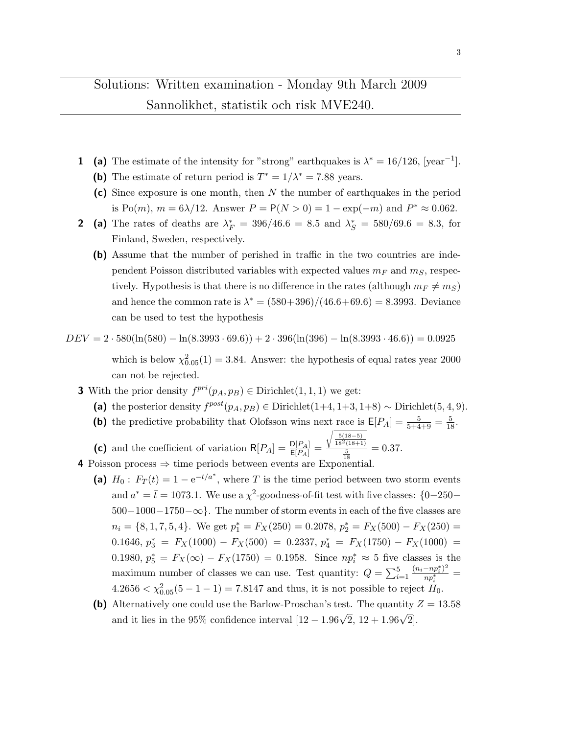# Solutions: Written examination - Monday 9th March 2009
## Sannolikhet, statistik och risk MVE240.

**1** **(a)** The estimate of the intensity for "strong" earthquakes is $\lambda^* = 16/126$, [year$^{-1}$].

**(b)** The estimate of return period is $T^* = 1/\lambda^* = 7.88$ years.

**(c)** Since exposure is one month, then $N$ the number of earthquakes in the period is Po($m$), $m = 6\lambda/12$. Answer $P = \mathsf{P}(N > 0) = 1 - \exp(-m)$ and $P^* \approx 0.062$.

**2** **(a)** The rates of deaths are $\lambda_F^* = 396/46.6 = 8.5$ and $\lambda_S^* = 580/69.6 = 8.3$, for Finland, Sweden, respectively.

**(b)** Assume that the number of perished in traffic in the two countries are independent Poisson distributed variables with expected values $m_F$ and $m_S$, respectively. Hypothesis is that there is no difference in the rates (although $m_F \neq m_S$) and hence the common rate is $\lambda^* = (580{+}396)/(46.6{+}69.6) = 8.3993$. Deviance can be used to test the hypothesis

$$DEV = 2 \cdot 580(\ln(580) - \ln(8.3993 \cdot 69.6)) + 2 \cdot 396(\ln(396) - \ln(8.3993 \cdot 46.6)) = 0.0925$$

which is below $\chi^2_{0.05}(1) = 3.84$. Answer: the hypothesis of equal rates year 2000 can not be rejected.

**3** With the prior density $f^{pri}(p_A, p_B) \in \text{Dirichlet}(1, 1, 1)$ we get:

**(a)** the posterior density $f^{post}(p_A, p_B) \in \text{Dirichlet}(1{+}4, 1{+}3, 1{+}8) \sim \text{Dirichlet}(5, 4, 9)$.

**(b)** the predictive probability that Olofsson wins next race is $\mathsf{E}[P_A] = \frac{5}{5+4+9} = \frac{5}{18}$.

**(c)** and the coefficient of variation $\mathsf{R}[P_A] = \frac{\mathsf{D}[P_A]}{\mathsf{E}[P_A]} = \frac{\sqrt{\frac{5(18-5)}{18^2(18+1)}}}{\frac{5}{18}} = 0.37$.

**4** Poisson process $\Rightarrow$ time periods between events are Exponential.

**(a)** $H_0: \; F_T(t) = 1 - \mathrm{e}^{-t/a^*}$, where $T$ is the time period between two storm events and $a^* = \bar{t} = 1073.1$. We use a $\chi^2$-goodness-of-fit test with five classes: $\{0{-}250{-}500{-}1000{-}1750{-}\infty\}$. The number of storm events in each of the five classes are $n_i = \{8, 1, 7, 5, 4\}$. We get $p_1^* = F_X(250) = 0.2078$, $p_2^* = F_X(500) - F_X(250) = 0.1646$, $p_3^* = F_X(1000) - F_X(500) = 0.2337$, $p_4^* = F_X(1750) - F_X(1000) = 0.1980$, $p_5^* = F_X(\infty) - F_X(1750) = 0.1958$. Since $np_i^* \approx 5$ five classes is the maximum number of classes we can use. Test quantity: $Q = \sum_{i=1}^{5} \frac{(n_i - np_i^*)^2}{np_i^*} = 4.2656 < \chi^2_{0.05}(5-1-1) = 7.8147$ and thus, it is not possible to reject $H_0$.

**(b)** Alternatively one could use the Barlow-Proschan's test. The quantity $Z = 13.58$ and it lies in the 95% confidence interval $[12 - 1.96\sqrt{2},\, 12 + 1.96\sqrt{2}]$.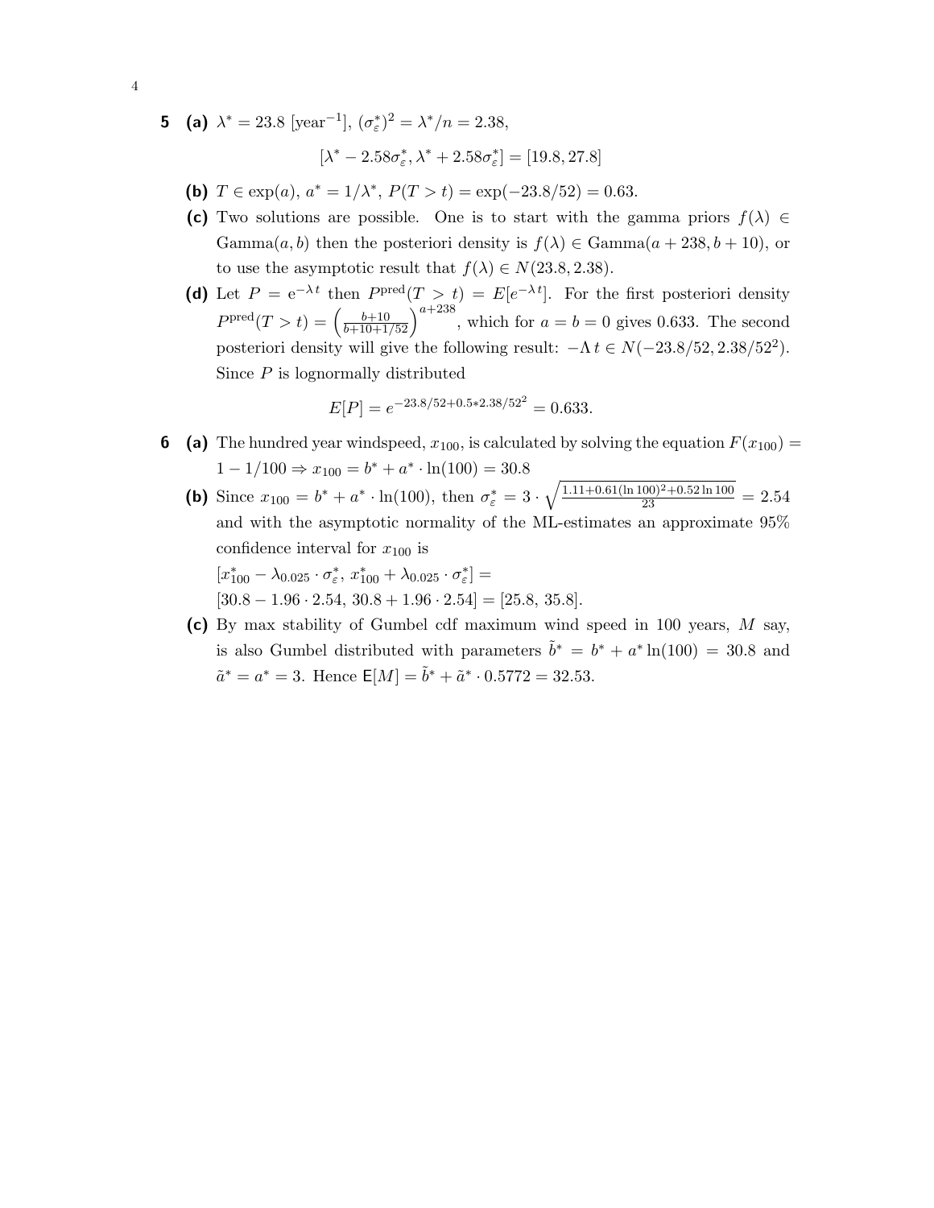**5** **(a)** $\lambda^* = 23.8$ [year$^{-1}$], $(\sigma^*_\varepsilon)^2 = \lambda^*/n = 2.38$,

$$[\lambda^* - 2.58\sigma^*_\varepsilon, \lambda^* + 2.58\sigma^*_\varepsilon] = [19.8, 27.8]$$

**(b)** $T \in \exp(a)$, $a^* = 1/\lambda^*$, $P(T > t) = \exp(-23.8/52) = 0.63$.

**(c)** Two solutions are possible. One is to start with the gamma priors $f(\lambda) \in \text{Gamma}(a, b)$ then the posteriori density is $f(\lambda) \in \text{Gamma}(a + 238, b + 10)$, or to use the asymptotic result that $f(\lambda) \in N(23.8, 2.38)$.

**(d)** Let $P = e^{-\lambda t}$ then $P^{\text{pred}}(T > t) = E[e^{-\lambda t}]$. For the first posteriori density $P^{\text{pred}}(T > t) = \left(\frac{b+10}{b+10+1/52}\right)^{a+238}$, which for $a = b = 0$ gives 0.633. The second posteriori density will give the following result: $-\Lambda\, t \in N(-23.8/52, 2.38/52^2)$. Since $P$ is lognormally distributed

$$E[P] = e^{-23.8/52+0.5*2.38/52^2} = 0.633.$$

**6** **(a)** The hundred year windspeed, $x_{100}$, is calculated by solving the equation $F(x_{100}) = 1 - 1/100 \Rightarrow x_{100} = b^* + a^* \cdot \ln(100) = 30.8$

**(b)** Since $x_{100} = b^* + a^* \cdot \ln(100)$, then $\sigma^*_\varepsilon = 3 \cdot \sqrt{\frac{1.11+0.61(\ln 100)^2+0.52\ln 100}{23}} = 2.54$ and with the asymptotic normality of the ML-estimates an approximate 95% confidence interval for $x_{100}$ is

$[x^*_{100} - \lambda_{0.025} \cdot \sigma^*_\varepsilon,\ x^*_{100} + \lambda_{0.025} \cdot \sigma^*_\varepsilon] =$

$[30.8 - 1.96 \cdot 2.54,\ 30.8 + 1.96 \cdot 2.54] = [25.8,\ 35.8]$.

**(c)** By max stability of Gumbel cdf maximum wind speed in 100 years, $M$ say, is also Gumbel distributed with parameters $\tilde{b}^* = b^* + a^* \ln(100) = 30.8$ and $\tilde{a}^* = a^* = 3$. Hence $\mathsf{E}[M] = \tilde{b}^* + \tilde{a}^* \cdot 0.5772 = 32.53$.